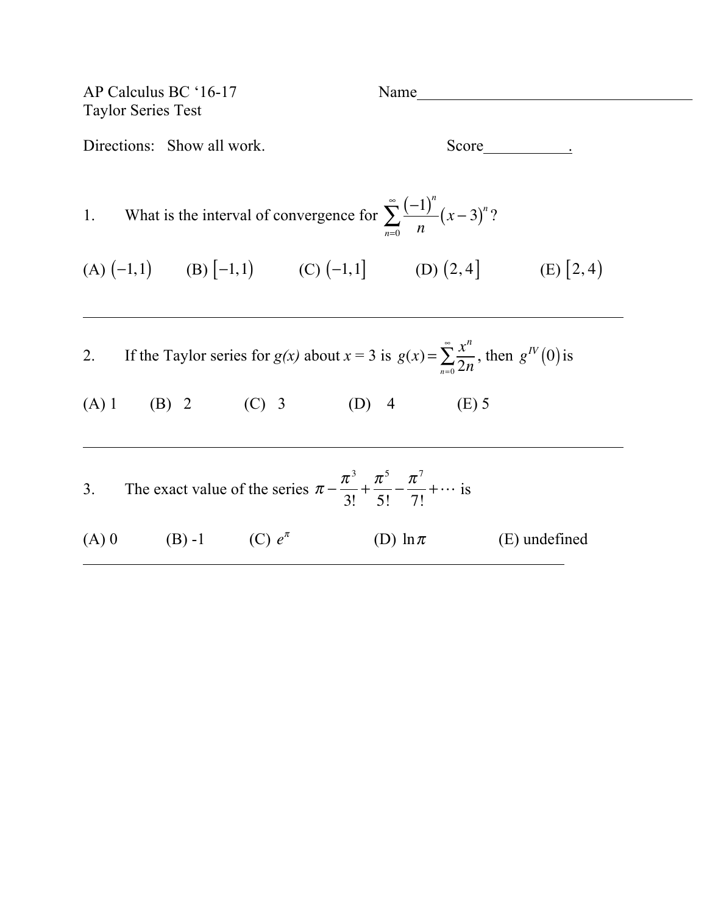AP Calculus BC '16-17
Taylor Series Test

Name_________________________________

Directions: Show all work.

Score__________.

1. What is the interval of convergence for $\sum_{n=0}^{\infty} \frac{(-1)^n}{n}(x-3)^n$?

(A) $(-1,1)$ (B) $[-1,1)$ (C) $(-1,1]$ (D) $(2,4]$ (E) $[2,4)$

---

2. If the Taylor series for *g(x)* about *x* = 3 is $g(x) = \sum_{n=0}^{\infty} \frac{x^n}{2n}$, then $g^{IV}(0)$ is

(A) 1 (B) 2 (C) 3 (D) 4 (E) 5

---

3. The exact value of the series $\pi - \frac{\pi^3}{3!} + \frac{\pi^5}{5!} - \frac{\pi^7}{7!} + \cdots$ is

(A) 0 (B) -1 (C) $e^{\pi}$ (D) $\ln \pi$ (E) undefined

---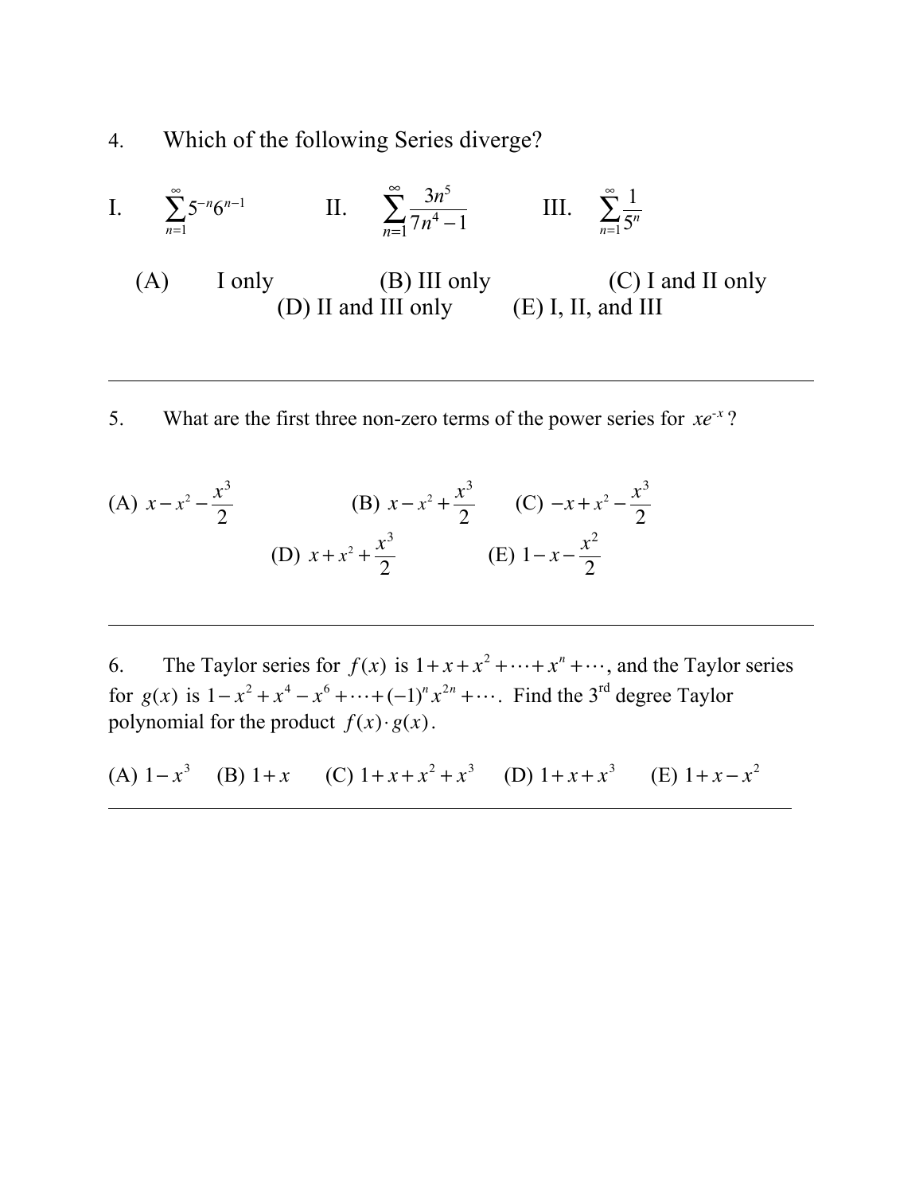4. Which of the following Series diverge?

I. $\sum_{n=1}^{\infty} 5^{-n} 6^{n-1}$ II. $\sum_{n=1}^{\infty} \frac{3n^5}{7n^4 - 1}$ III. $\sum_{n=1}^{\infty} \frac{1}{5^n}$

(A) I only (B) III only (C) I and II only (D) II and III only (E) I, II, and III

---

5. What are the first three non-zero terms of the power series for $xe^{-x}$?

(A) $x - x^2 - \frac{x^3}{2}$ (B) $x - x^2 + \frac{x^3}{2}$ (C) $-x + x^2 - \frac{x^3}{2}$ (D) $x + x^2 + \frac{x^3}{2}$ (E) $1 - x - \frac{x^2}{2}$

---

6. The Taylor series for $f(x)$ is $1 + x + x^2 + \cdots + x^n + \cdots$, and the Taylor series for $g(x)$ is $1 - x^2 + x^4 - x^6 + \cdots + (-1)^n x^{2n} + \cdots$. Find the 3rd degree Taylor polynomial for the product $f(x) \cdot g(x)$.

(A) $1 - x^3$ (B) $1 + x$ (C) $1 + x + x^2 + x^3$ (D) $1 + x + x^3$ (E) $1 + x - x^2$

---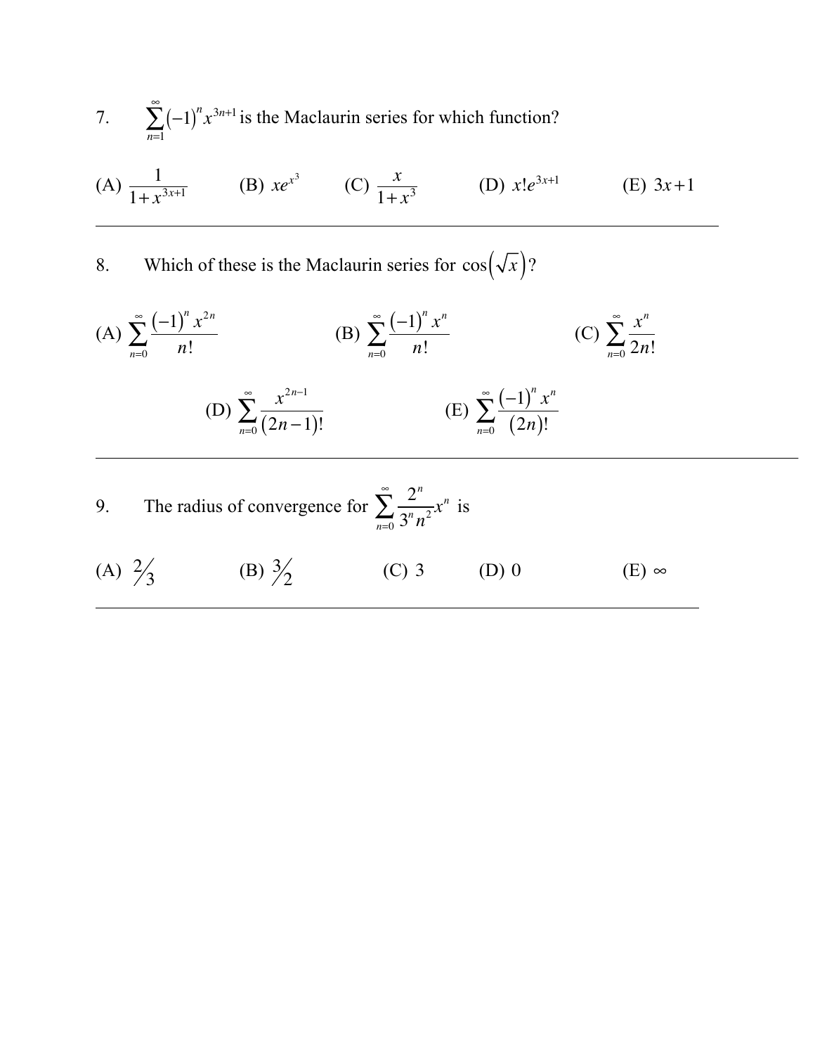7. $\sum_{n=1}^{\infty}(-1)^n x^{3n+1}$ is the Maclaurin series for which function?

(A) $\dfrac{1}{1+x^{3x+1}}$ (B) $xe^{x^3}$ (C) $\dfrac{x}{1+x^3}$ (D) $x!e^{3x+1}$ (E) $3x+1$

---

8. Which of these is the Maclaurin series for $\cos\left(\sqrt{x}\right)$?

(A) $\sum_{n=0}^{\infty}\dfrac{(-1)^n x^{2n}}{n!}$ (B) $\sum_{n=0}^{\infty}\dfrac{(-1)^n x^n}{n!}$ (C) $\sum_{n=0}^{\infty}\dfrac{x^n}{2n!}$

(D) $\sum_{n=0}^{\infty}\dfrac{x^{2n-1}}{(2n-1)!}$ (E) $\sum_{n=0}^{\infty}\dfrac{(-1)^n x^n}{(2n)!}$

---

9. The radius of convergence for $\sum_{n=0}^{\infty}\dfrac{2^n}{3^n n^2}x^n$ is

(A) $2/3$ (B) $3/2$ (C) 3 (D) 0 (E) $\infty$

---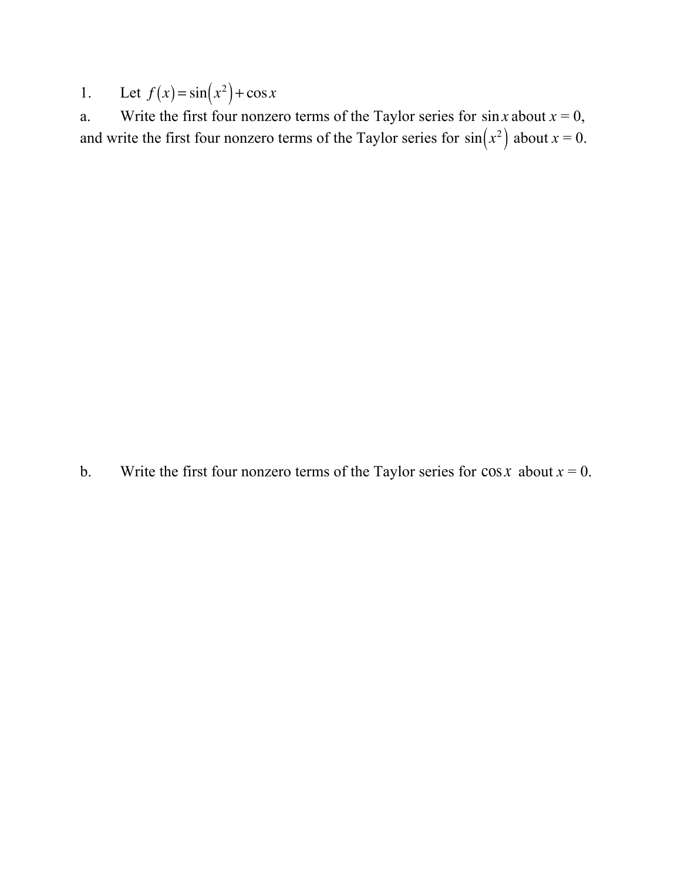1. Let $f(x) = \sin(x^2) + \cos x$

a. Write the first four nonzero terms of the Taylor series for $\sin x$ about $x = 0$, and write the first four nonzero terms of the Taylor series for $\sin(x^2)$ about $x = 0$.

b. Write the first four nonzero terms of the Taylor series for $\cos x$ about $x = 0$.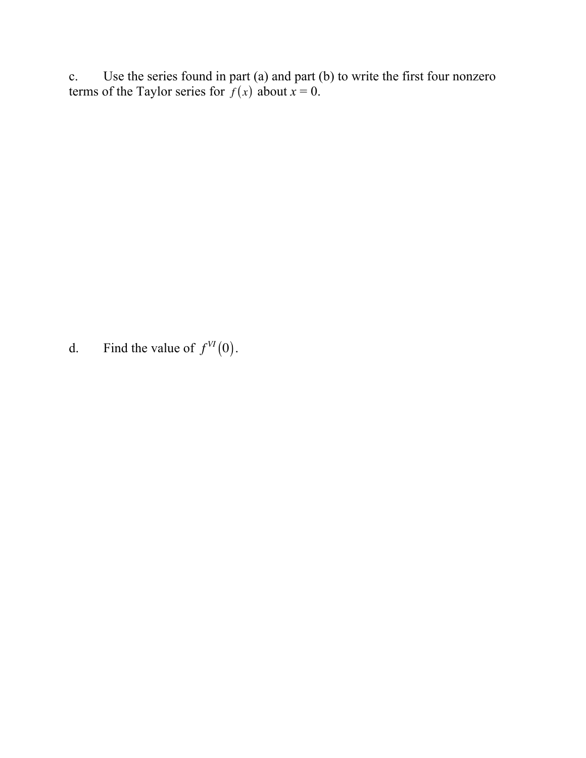c. Use the series found in part (a) and part (b) to write the first four nonzero terms of the Taylor series for $f(x)$ about $x = 0$.

d. Find the value of $f^{VI}(0)$.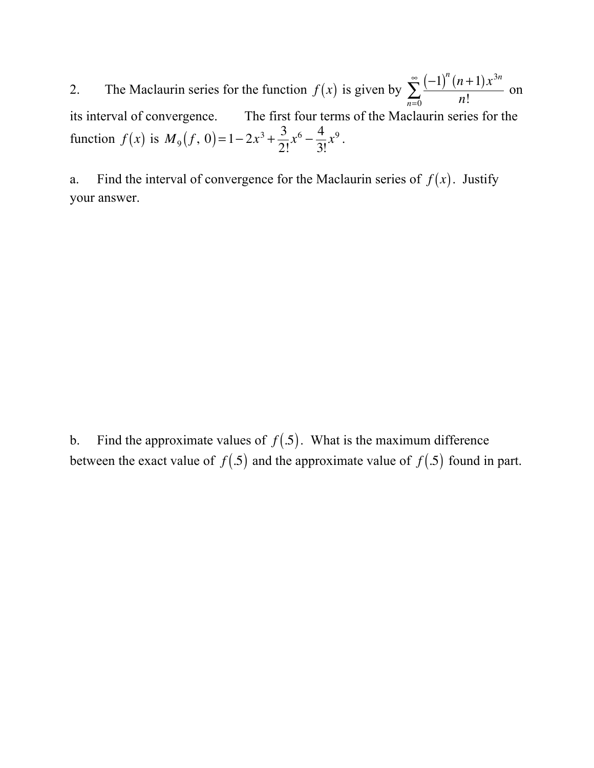2. The Maclaurin series for the function $f(x)$ is given by $\sum_{n=0}^{\infty} \frac{(-1)^n (n+1) x^{3n}}{n!}$ on its interval of convergence. The first four terms of the Maclaurin series for the function $f(x)$ is $M_9(f,\, 0) = 1 - 2x^3 + \frac{3}{2!}x^6 - \frac{4}{3!}x^9$.

a. Find the interval of convergence for the Maclaurin series of $f(x)$. Justify your answer.

b. Find the approximate values of $f(.5)$. What is the maximum difference between the exact value of $f(.5)$ and the approximate value of $f(.5)$ found in part.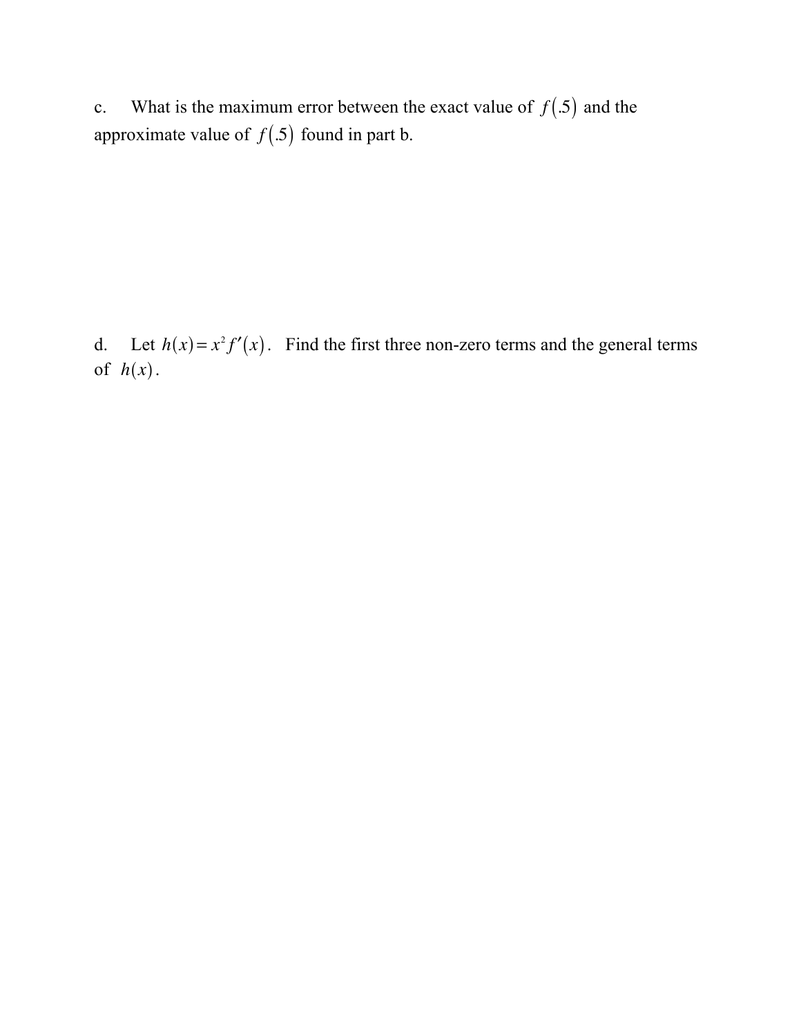c. What is the maximum error between the exact value of $f(.5)$ and the approximate value of $f(.5)$ found in part b.

d. Let $h(x) = x^2 f'(x)$. Find the first three non-zero terms and the general terms of $h(x)$.